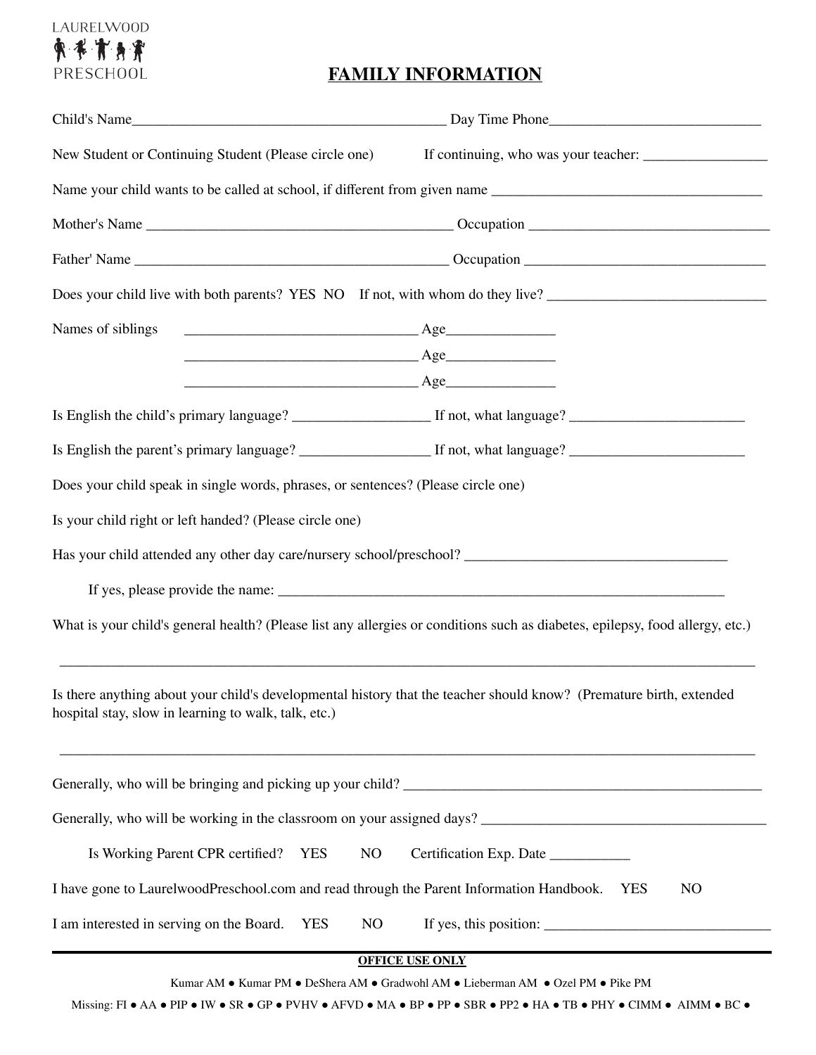LAURELWOOD PRESCHOOL

# FAMILY INFORMATION

Child's Name___________________________________________ Day Time Phone_____________________________

New Student or Continuing Student (Please circle one) If continuing, who was your teacher: _________________

Name your child wants to be called at school, if different from given name _____________________________________

Mother's Name ___________________________________________ Occupation _________________________________

Father' Name ___________________________________________ Occupation _________________________________

Does your child live with both parents? YES NO If not, with whom do they live? ______________________________

Names of siblings ________________________________ Age_______________

________________________________ Age_______________

________________________________ Age_______________

Is English the child's primary language? ___________________ If not, what language? ________________________

Is English the parent's primary language? __________________ If not, what language? ________________________

Does your child speak in single words, phrases, or sentences? (Please circle one)

Is your child right or left handed? (Please circle one)

Has your child attended any other day care/nursery school/preschool? ____________________________________

If yes, please provide the name: _________________________________________________________________

What is your child's general health? (Please list any allergies or conditions such as diabetes, epilepsy, food allergy, etc.)

___________________________________________________________________________________________________

Is there anything about your child's developmental history that the teacher should know? (Premature birth, extended hospital stay, slow in learning to walk, talk, etc.)

___________________________________________________________________________________________________

Generally, who will be bringing and picking up your child? ___________________________________________________

Generally, who will be working in the classroom on your assigned days? _________________________________________

Is Working Parent CPR certified? YES NO Certification Exp. Date ___________

I have gone to LaurelwoodPreschool.com and read through the Parent Information Handbook. YES NO

I am interested in serving on the Board. YES NO If yes, this position: _______________________________

---

**OFFICE USE ONLY**

Kumar AM ● Kumar PM ● DeShera AM ● Gradwohl AM ● Lieberman AM ● Ozel PM ● Pike PM

Missing: FI ● AA ● PIP ● IW ● SR ● GP ● PVHV ● AFVD ● MA ● BP ● PP ● SBR ● PP2 ● HA ● TB ● PHY ● CIMM ● AIMM ● BC ●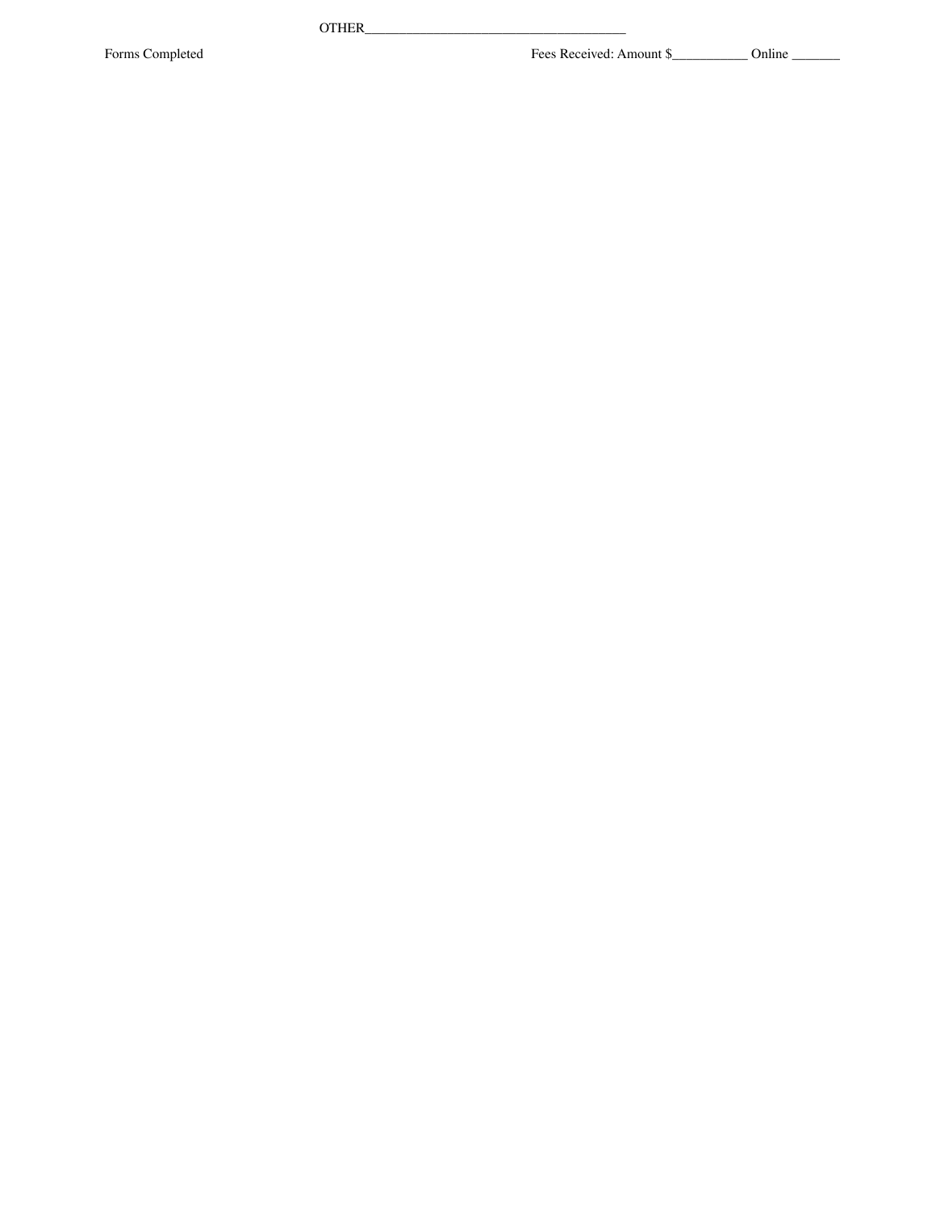OTHER_______________________________________

Forms Completed                                                                                   Fees Received: Amount $___________ Online _______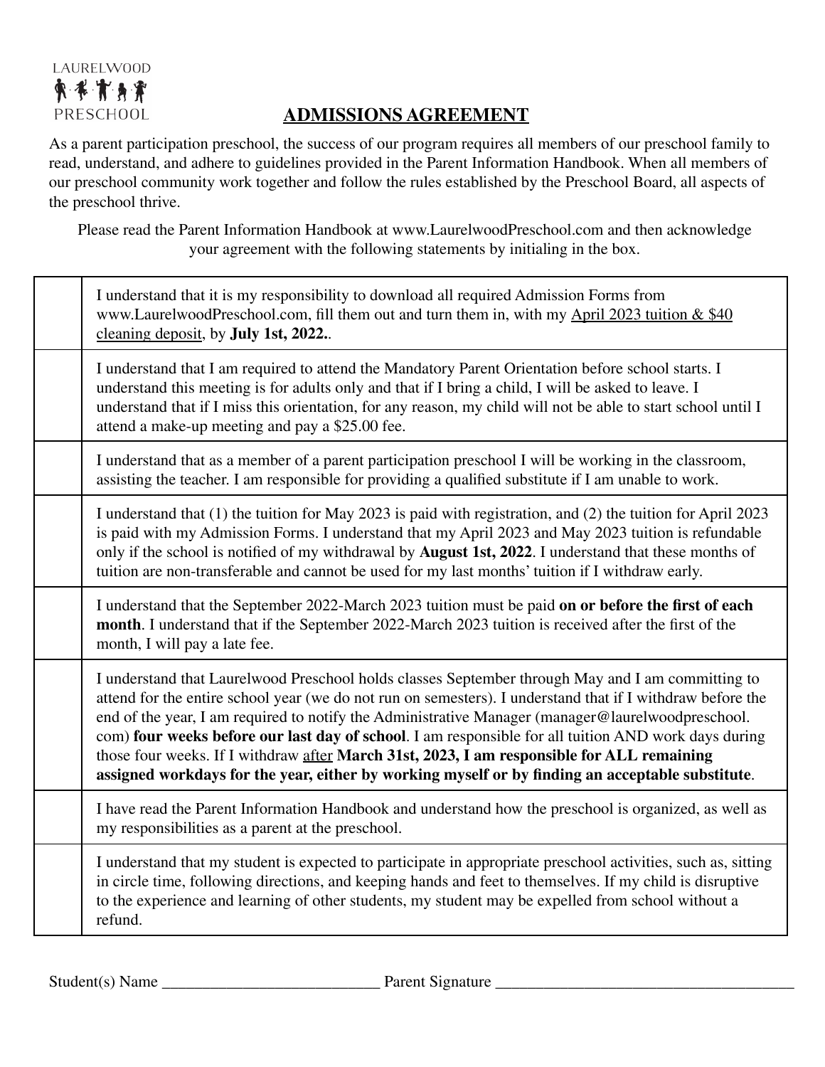LAURELWOOD PRESCHOOL

# ADMISSIONS AGREEMENT

As a parent participation preschool, the success of our program requires all members of our preschool family to read, understand, and adhere to guidelines provided in the Parent Information Handbook. When all members of our preschool community work together and follow the rules established by the Preschool Board, all aspects of the preschool thrive.

Please read the Parent Information Handbook at www.LaurelwoodPreschool.com and then acknowledge your agreement with the following statements by initialing in the box.

| | |
|---|---|
| | I understand that it is my responsibility to download all required Admission Forms from www.LaurelwoodPreschool.com, fill them out and turn them in, with my April 2023 tuition & $40 cleaning deposit, by **July 1st, 2022.**. |
| | I understand that I am required to attend the Mandatory Parent Orientation before school starts. I understand this meeting is for adults only and that if I bring a child, I will be asked to leave. I understand that if I miss this orientation, for any reason, my child will not be able to start school until I attend a make-up meeting and pay a $25.00 fee. |
| | I understand that as a member of a parent participation preschool I will be working in the classroom, assisting the teacher. I am responsible for providing a qualified substitute if I am unable to work. |
| | I understand that (1) the tuition for May 2023 is paid with registration, and (2) the tuition for April 2023 is paid with my Admission Forms. I understand that my April 2023 and May 2023 tuition is refundable only if the school is notified of my withdrawal by **August 1st, 2022**. I understand that these months of tuition are non-transferable and cannot be used for my last months' tuition if I withdraw early. |
| | I understand that the September 2022-March 2023 tuition must be paid **on or before the first of each month**. I understand that if the September 2022-March 2023 tuition is received after the first of the month, I will pay a late fee. |
| | I understand that Laurelwood Preschool holds classes September through May and I am committing to attend for the entire school year (we do not run on semesters). I understand that if I withdraw before the end of the year, I am required to notify the Administrative Manager (manager@laurelwoodpreschool.com) **four weeks before our last day of school**. I am responsible for all tuition AND work days during those four weeks. If I withdraw after **March 31st, 2023, I am responsible for ALL remaining assigned workdays for the year, either by working myself or by finding an acceptable substitute**. |
| | I have read the Parent Information Handbook and understand how the preschool is organized, as well as my responsibilities as a parent at the preschool. |
| | I understand that my student is expected to participate in appropriate preschool activities, such as, sitting in circle time, following directions, and keeping hands and feet to themselves. If my child is disruptive to the experience and learning of other students, my student may be expelled from school without a refund. |

Student(s) Name ___________________________ Parent Signature ______________________________________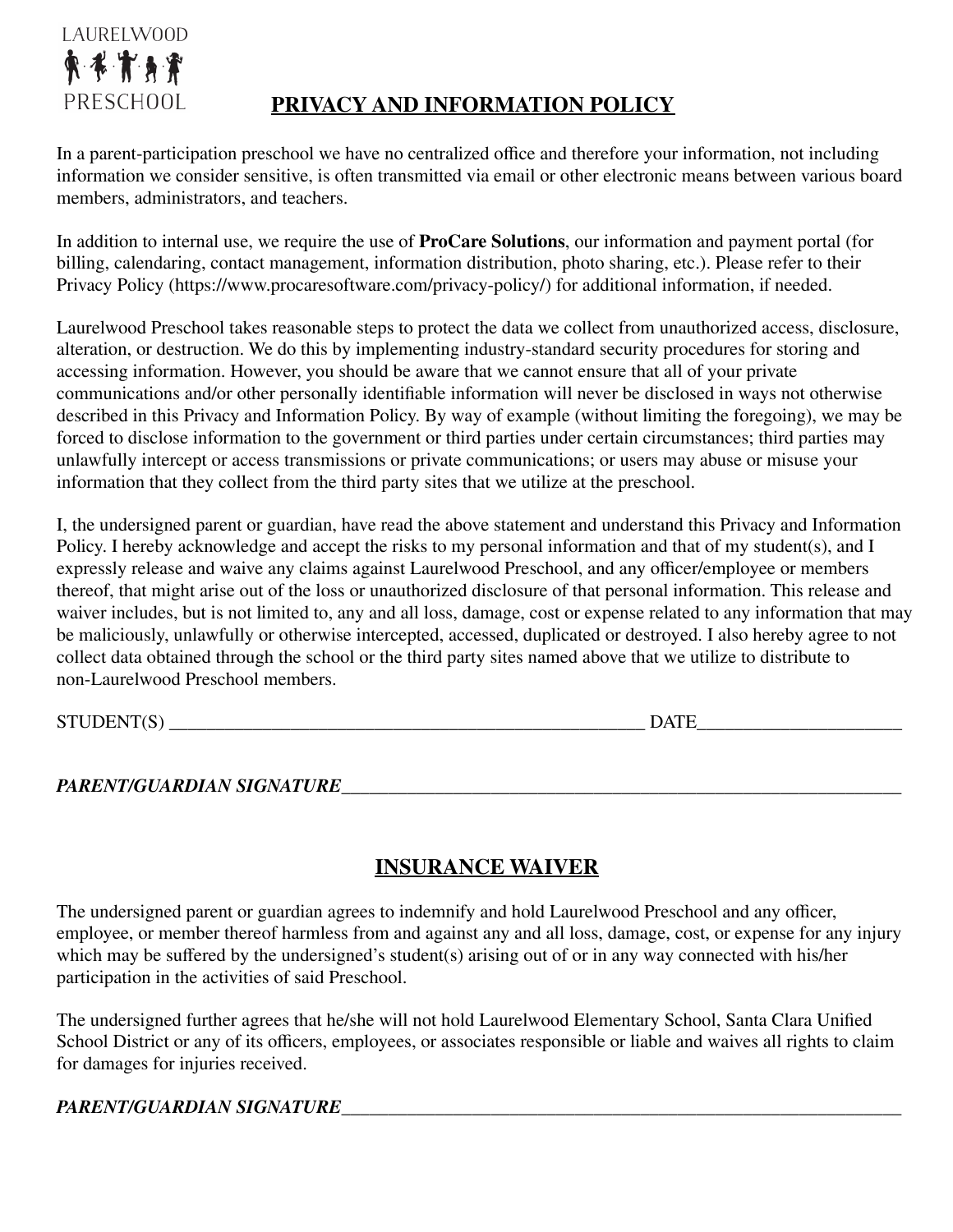LAURELWOOD

PRESCHOOL

## PRIVACY AND INFORMATION POLICY

In a parent-participation preschool we have no centralized office and therefore your information, not including information we consider sensitive, is often transmitted via email or other electronic means between various board members, administrators, and teachers.

In addition to internal use, we require the use of **ProCare Solutions**, our information and payment portal (for billing, calendaring, contact management, information distribution, photo sharing, etc.). Please refer to their Privacy Policy (https://www.procaresoftware.com/privacy-policy/) for additional information, if needed.

Laurelwood Preschool takes reasonable steps to protect the data we collect from unauthorized access, disclosure, alteration, or destruction. We do this by implementing industry-standard security procedures for storing and accessing information. However, you should be aware that we cannot ensure that all of your private communications and/or other personally identifiable information will never be disclosed in ways not otherwise described in this Privacy and Information Policy. By way of example (without limiting the foregoing), we may be forced to disclose information to the government or third parties under certain circumstances; third parties may unlawfully intercept or access transmissions or private communications; or users may abuse or misuse your information that they collect from the third party sites that we utilize at the preschool.

I, the undersigned parent or guardian, have read the above statement and understand this Privacy and Information Policy. I hereby acknowledge and accept the risks to my personal information and that of my student(s), and I expressly release and waive any claims against Laurelwood Preschool, and any officer/employee or members thereof, that might arise out of the loss or unauthorized disclosure of that personal information. This release and waiver includes, but is not limited to, any and all loss, damage, cost or expense related to any information that may be maliciously, unlawfully or otherwise intercepted, accessed, duplicated or destroyed. I also hereby agree to not collect data obtained through the school or the third party sites named above that we utilize to distribute to non-Laurelwood Preschool members.

STUDENT(S) _____________________________________________________ DATE______________________

***PARENT/GUARDIAN SIGNATURE***_______________________________________________________________

## INSURANCE WAIVER

The undersigned parent or guardian agrees to indemnify and hold Laurelwood Preschool and any officer, employee, or member thereof harmless from and against any and all loss, damage, cost, or expense for any injury which may be suffered by the undersigned's student(s) arising out of or in any way connected with his/her participation in the activities of said Preschool.

The undersigned further agrees that he/she will not hold Laurelwood Elementary School, Santa Clara Unified School District or any of its officers, employees, or associates responsible or liable and waives all rights to claim for damages for injuries received.

***PARENT/GUARDIAN SIGNATURE***_______________________________________________________________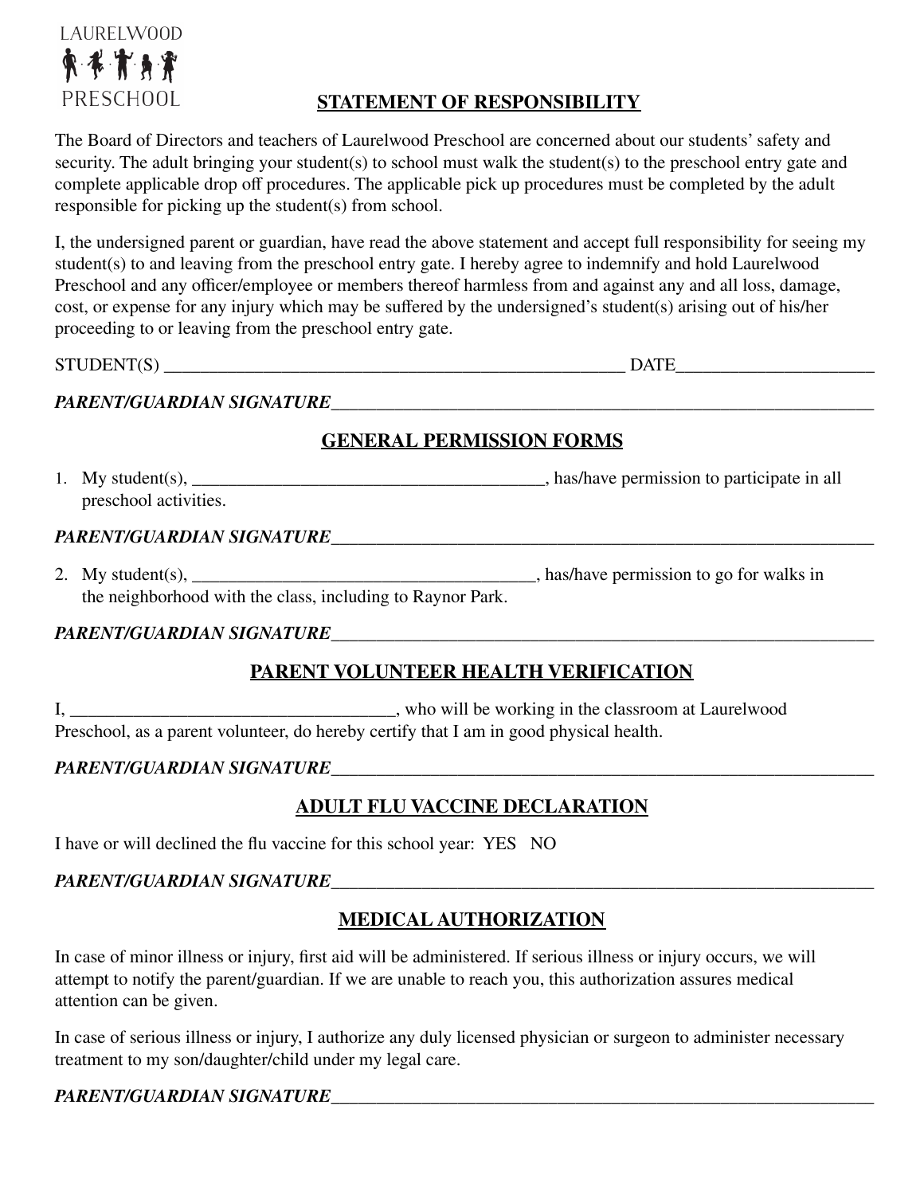LAURELWOOD PRESCHOOL

## STATEMENT OF RESPONSIBILITY

The Board of Directors and teachers of Laurelwood Preschool are concerned about our students' safety and security. The adult bringing your student(s) to school must walk the student(s) to the preschool entry gate and complete applicable drop off procedures. The applicable pick up procedures must be completed by the adult responsible for picking up the student(s) from school.

I, the undersigned parent or guardian, have read the above statement and accept full responsibility for seeing my student(s) to and leaving from the preschool entry gate. I hereby agree to indemnify and hold Laurelwood Preschool and any officer/employee or members thereof harmless from and against any and all loss, damage, cost, or expense for any injury which may be suffered by the undersigned's student(s) arising out of his/her proceeding to or leaving from the preschool entry gate.

STUDENT(S) _____________________________________________________ DATE_____________________

***PARENT/GUARDIAN SIGNATURE***______________________________________________________________

## GENERAL PERMISSION FORMS

1. My student(s), _______________________________________, has/have permission to participate in all preschool activities.

***PARENT/GUARDIAN SIGNATURE***______________________________________________________________

2. My student(s), ______________________________________, has/have permission to go for walks in the neighborhood with the class, including to Raynor Park.

***PARENT/GUARDIAN SIGNATURE***______________________________________________________________

## PARENT VOLUNTEER HEALTH VERIFICATION

I, ___________________________________, who will be working in the classroom at Laurelwood Preschool, as a parent volunteer, do hereby certify that I am in good physical health.

***PARENT/GUARDIAN SIGNATURE***______________________________________________________________

## ADULT FLU VACCINE DECLARATION

I have or will declined the flu vaccine for this school year: YES NO

***PARENT/GUARDIAN SIGNATURE***______________________________________________________________

## MEDICAL AUTHORIZATION

In case of minor illness or injury, first aid will be administered. If serious illness or injury occurs, we will attempt to notify the parent/guardian. If we are unable to reach you, this authorization assures medical attention can be given.

In case of serious illness or injury, I authorize any duly licensed physician or surgeon to administer necessary treatment to my son/daughter/child under my legal care.

***PARENT/GUARDIAN SIGNATURE***______________________________________________________________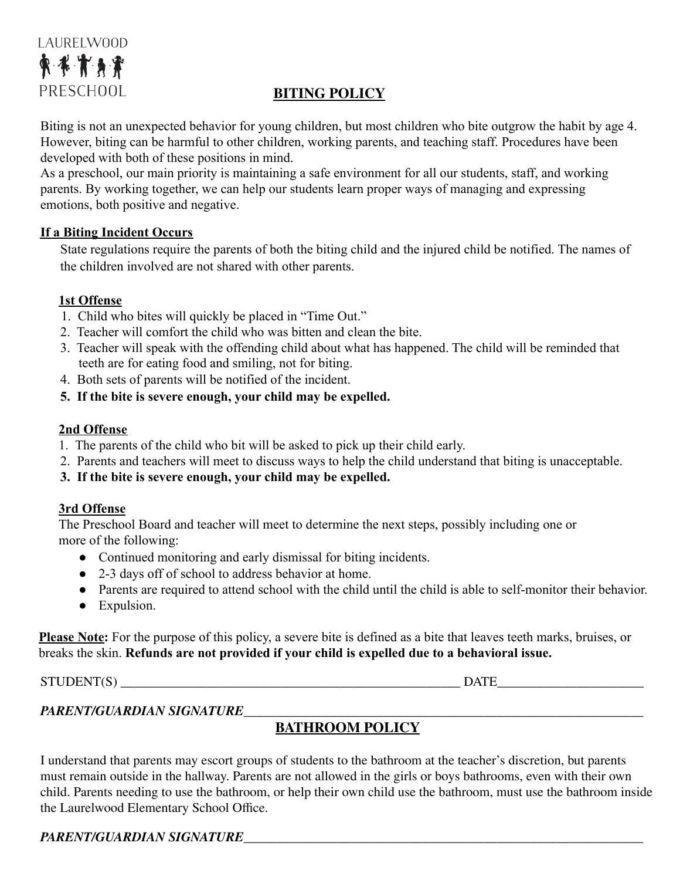LAURELWOOD

PRESCHOOL

# BITING POLICY

Biting is not an unexpected behavior for young children, but most children who bite outgrow the habit by age 4. However, biting can be harmful to other children, working parents, and teaching staff. Procedures have been developed with both of these positions in mind.

As a preschool, our main priority is maintaining a safe environment for all our students, staff, and working parents. By working together, we can help our students learn proper ways of managing and expressing emotions, both positive and negative.

## If a Biting Incident Occurs

State regulations require the parents of both the biting child and the injured child be notified. The names of the children involved are not shared with other parents.

### 1st Offense

1. Child who bites will quickly be placed in "Time Out."
2. Teacher will comfort the child who was bitten and clean the bite.
3. Teacher will speak with the offending child about what has happened. The child will be reminded that teeth are for eating food and smiling, not for biting.
4. Both sets of parents will be notified of the incident.
5. **If the bite is severe enough, your child may be expelled.**

### 2nd Offense

1. The parents of the child who bit will be asked to pick up their child early.
2. Parents and teachers will meet to discuss ways to help the child understand that biting is unacceptable.
3. **If the bite is severe enough, your child may be expelled.**

### 3rd Offense

The Preschool Board and teacher will meet to determine the next steps, possibly including one or more of the following:

- Continued monitoring and early dismissal for biting incidents.
- 2-3 days off of school to address behavior at home.
- Parents are required to attend school with the child until the child is able to self-monitor their behavior.
- Expulsion.

**Please Note:** For the purpose of this policy, a severe bite is defined as a bite that leaves teeth marks, bruises, or breaks the skin. **Refunds are not provided if your child is expelled due to a behavioral issue.**

STUDENT(S) ______________________________________________________ DATE______________________

***PARENT/GUARDIAN SIGNATURE***_________________________________________________________________

# BATHROOM POLICY

I understand that parents may escort groups of students to the bathroom at the teacher's discretion, but parents must remain outside in the hallway. Parents are not allowed in the girls or boys bathrooms, even with their own child. Parents needing to use the bathroom, or help their own child use the bathroom, must use the bathroom inside the Laurelwood Elementary School Office.

***PARENT/GUARDIAN SIGNATURE***_________________________________________________________________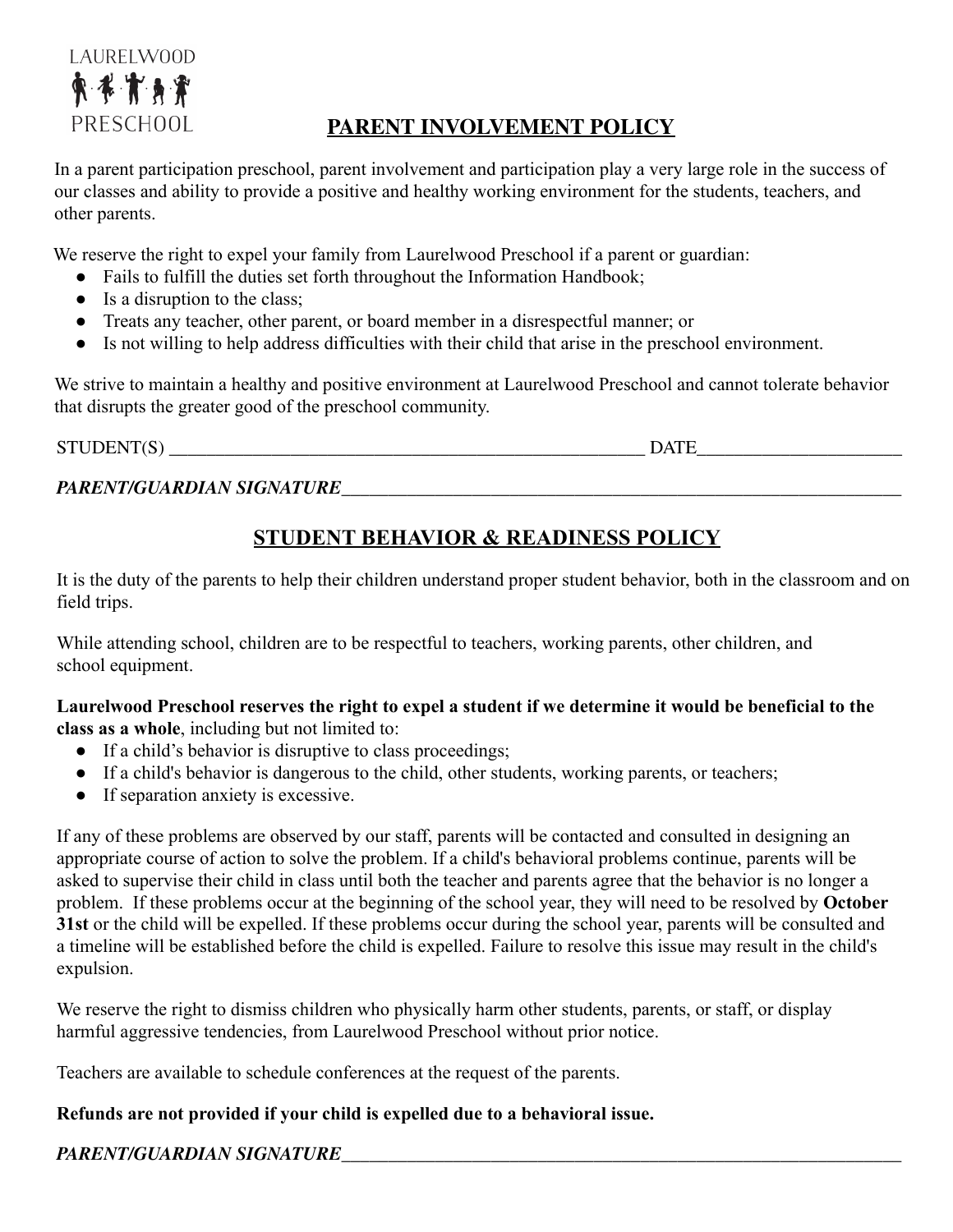LAURELWOOD PRESCHOOL

## PARENT INVOLVEMENT POLICY

In a parent participation preschool, parent involvement and participation play a very large role in the success of our classes and ability to provide a positive and healthy working environment for the students, teachers, and other parents.

We reserve the right to expel your family from Laurelwood Preschool if a parent or guardian:

- Fails to fulfill the duties set forth throughout the Information Handbook;
- Is a disruption to the class;
- Treats any teacher, other parent, or board member in a disrespectful manner; or
- Is not willing to help address difficulties with their child that arise in the preschool environment.

We strive to maintain a healthy and positive environment at Laurelwood Preschool and cannot tolerate behavior that disrupts the greater good of the preschool community.

STUDENT(S) _______________________________________________ DATE____________________

***PARENT/GUARDIAN SIGNATURE***_______________________________________________________

## STUDENT BEHAVIOR & READINESS POLICY

It is the duty of the parents to help their children understand proper student behavior, both in the classroom and on field trips.

While attending school, children are to be respectful to teachers, working parents, other children, and school equipment.

**Laurelwood Preschool reserves the right to expel a student if we determine it would be beneficial to the class as a whole**, including but not limited to:

- If a child's behavior is disruptive to class proceedings;
- If a child's behavior is dangerous to the child, other students, working parents, or teachers;
- If separation anxiety is excessive.

If any of these problems are observed by our staff, parents will be contacted and consulted in designing an appropriate course of action to solve the problem. If a child's behavioral problems continue, parents will be asked to supervise their child in class until both the teacher and parents agree that the behavior is no longer a problem. If these problems occur at the beginning of the school year, they will need to be resolved by **October 31st** or the child will be expelled. If these problems occur during the school year, parents will be consulted and a timeline will be established before the child is expelled. Failure to resolve this issue may result in the child's expulsion.

We reserve the right to dismiss children who physically harm other students, parents, or staff, or display harmful aggressive tendencies, from Laurelwood Preschool without prior notice.

Teachers are available to schedule conferences at the request of the parents.

**Refunds are not provided if your child is expelled due to a behavioral issue.**

***PARENT/GUARDIAN SIGNATURE***_______________________________________________________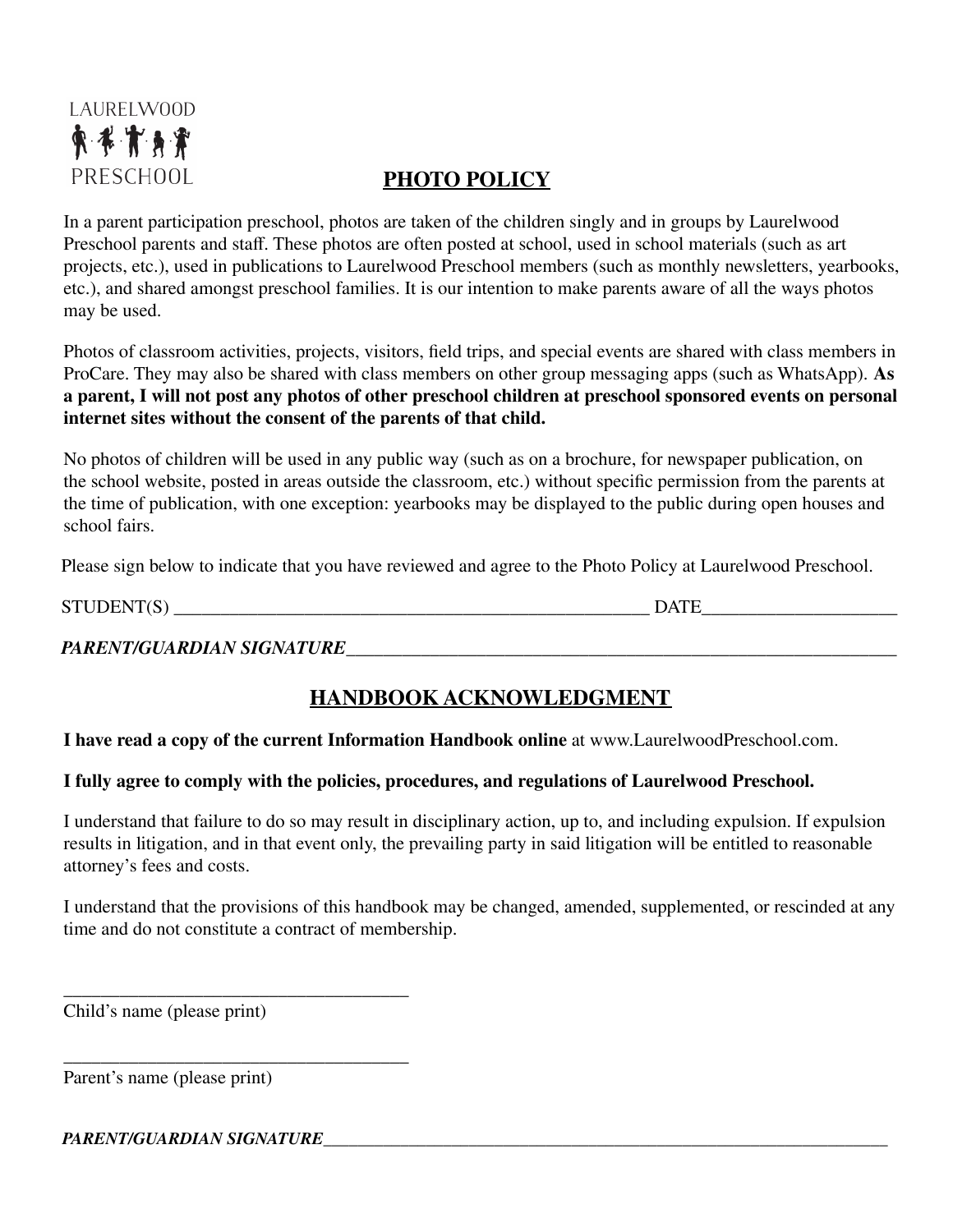LAURELWOOD

PRESCHOOL

## PHOTO POLICY

In a parent participation preschool, photos are taken of the children singly and in groups by Laurelwood Preschool parents and staff. These photos are often posted at school, used in school materials (such as art projects, etc.), used in publications to Laurelwood Preschool members (such as monthly newsletters, yearbooks, etc.), and shared amongst preschool families. It is our intention to make parents aware of all the ways photos may be used.

Photos of classroom activities, projects, visitors, field trips, and special events are shared with class members in ProCare. They may also be shared with class members on other group messaging apps (such as WhatsApp). **As a parent, I will not post any photos of other preschool children at preschool sponsored events on personal internet sites without the consent of the parents of that child.**

No photos of children will be used in any public way (such as on a brochure, for newspaper publication, on the school website, posted in areas outside the classroom, etc.) without specific permission from the parents at the time of publication, with one exception: yearbooks may be displayed to the public during open houses and school fairs.

Please sign below to indicate that you have reviewed and agree to the Photo Policy at Laurelwood Preschool.

STUDENT(S) ____________________________________________________ DATE_____________________

***PARENT/GUARDIAN SIGNATURE***_______________________________________________________________

## HANDBOOK ACKNOWLEDGMENT

**I have read a copy of the current Information Handbook online** at www.LaurelwoodPreschool.com.

**I fully agree to comply with the policies, procedures, and regulations of Laurelwood Preschool.**

I understand that failure to do so may result in disciplinary action, up to, and including expulsion. If expulsion results in litigation, and in that event only, the prevailing party in said litigation will be entitled to reasonable attorney's fees and costs.

I understand that the provisions of this handbook may be changed, amended, supplemented, or rescinded at any time and do not constitute a contract of membership.

______________________________________

Child's name (please print)

______________________________________

Parent's name (please print)

***PARENT/GUARDIAN SIGNATURE***_______________________________________________________________